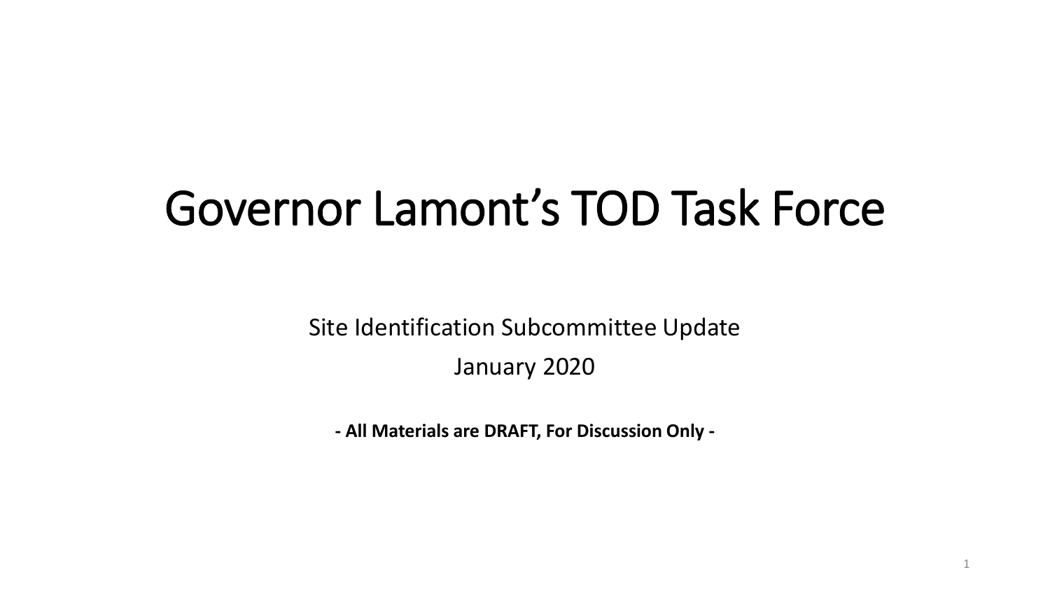# Governor Lamont's TOD Task Force

Site Identification Subcommittee Update

January 2020

**- All Materials are DRAFT, For Discussion Only -**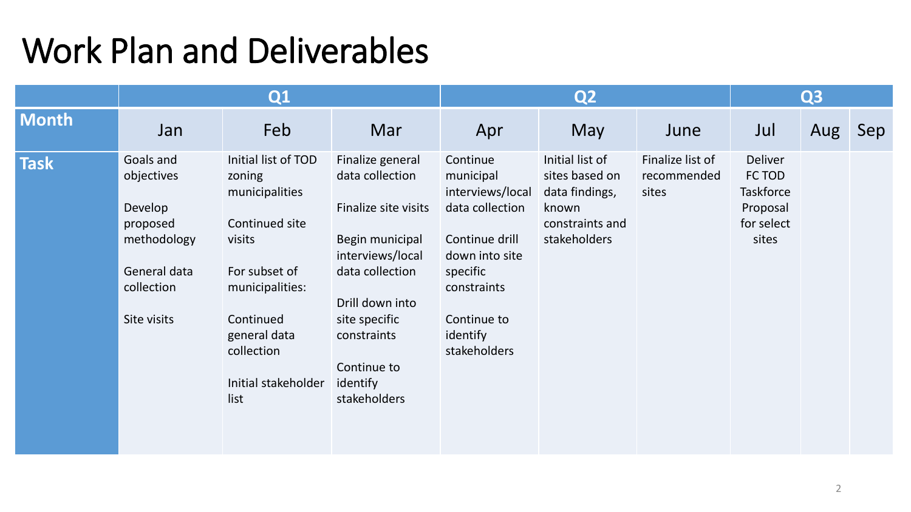# Work Plan and Deliverables

| | Q1 | | | Q2 | | | Q3 | | |
|---|---|---|---|---|---|---|---|---|---|
| **Month** | Jan | Feb | Mar | Apr | May | June | Jul | Aug | Sep |
| **Task** | Goals and objectives<br><br>Develop proposed methodology<br><br>General data collection<br><br>Site visits | Initial list of TOD zoning municipalities<br><br>Continued site visits<br><br>For subset of municipalities:<br><br>Continued general data collection<br><br>Initial stakeholder list | Finalize general data collection<br><br>Finalize site visits<br><br>Begin municipal interviews/local data collection<br><br>Drill down into site specific constraints<br><br>Continue to identify stakeholders | Continue municipal interviews/local data collection<br><br>Continue drill down into site specific constraints<br><br>Continue to identify stakeholders | Initial list of sites based on data findings, known constraints and stakeholders | Finalize list of recommended sites | Deliver FC TOD Taskforce Proposal for select sites | | |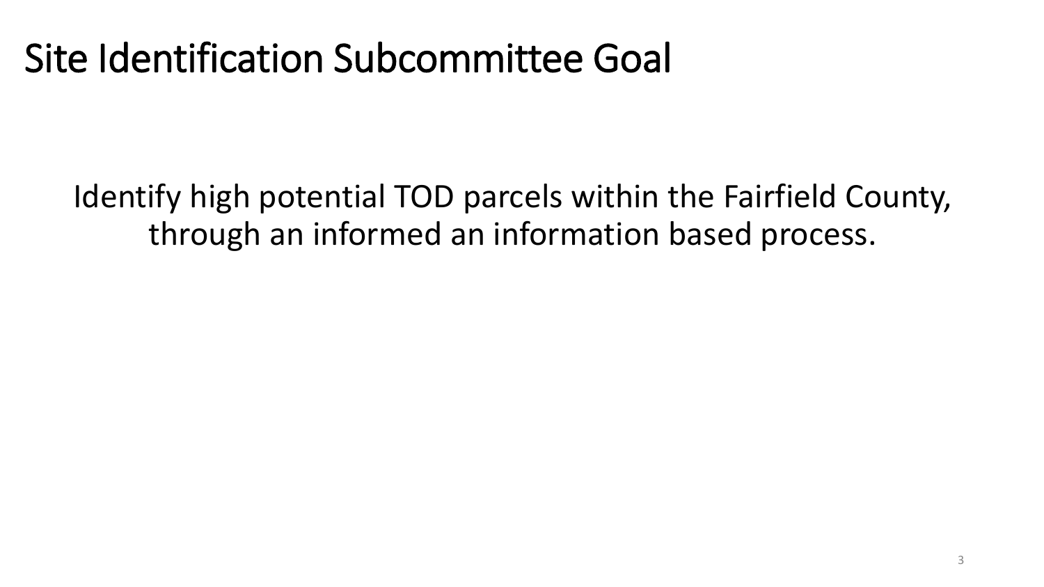# Site Identification Subcommittee Goal

Identify high potential TOD parcels within the Fairfield County, through an informed an information based process.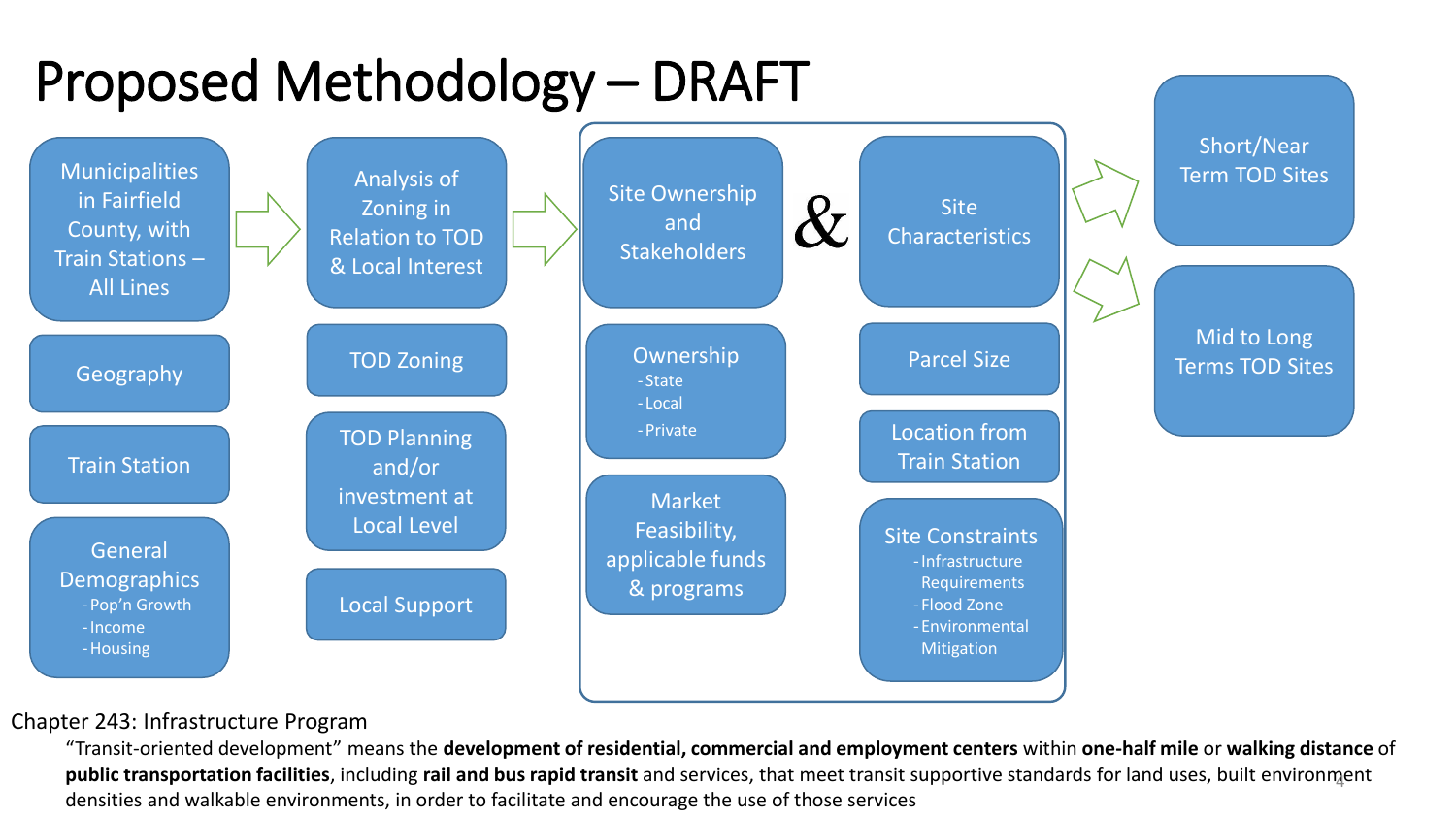# Proposed Methodology – DRAFT

**Municipalities in Fairfield County, with Train Stations – All Lines**

- Geography
- Train Station
- General Demographics
  - Pop'n Growth
  - Income
  - Housing

→

**Analysis of Zoning in Relation to TOD & Local Interest**

- TOD Zoning
- TOD Planning and/or investment at Local Level
- Local Support

→

**Site Ownership and Stakeholders**

- Ownership
  - State
  - Local
  - Private
- Market Feasibility, applicable funds & programs

&

**Site Characteristics**

- Parcel Size
- Location from Train Station
- Site Constraints
  - Infrastructure Requirements
  - Flood Zone
  - Environmental Mitigation

→ **Short/Near Term TOD Sites**

→ **Mid to Long Terms TOD Sites**

Chapter 243: Infrastructure Program

> "Transit-oriented development" means the **development of residential, commercial and employment centers** within **one-half mile** or **walking distance** of **public transportation facilities**, including **rail and bus rapid transit** and services, that meet transit supportive standards for land uses, built environment densities and walkable environments, in order to facilitate and encourage the use of those services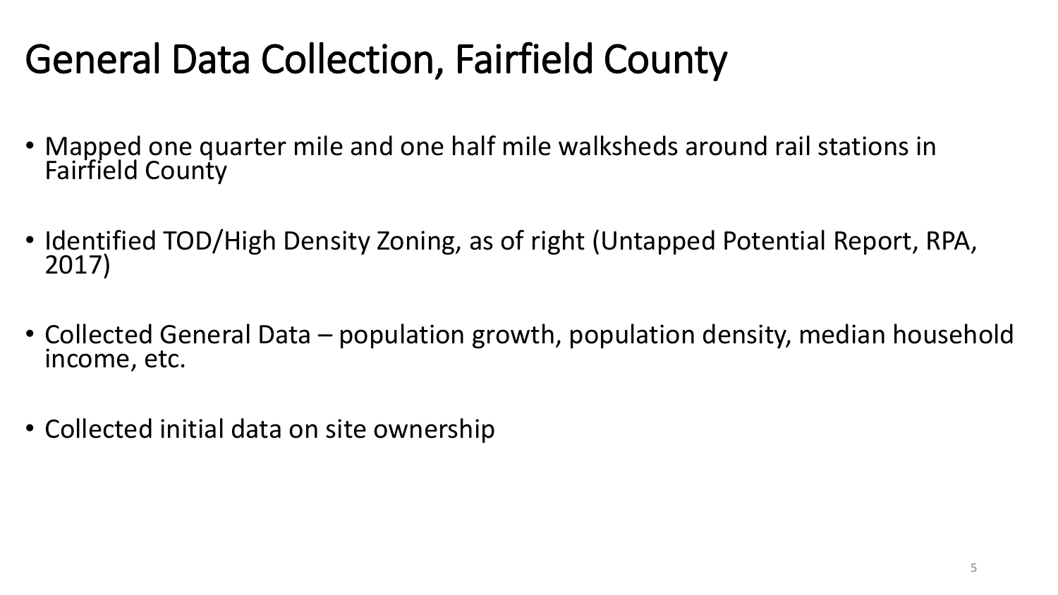# General Data Collection, Fairfield County

- Mapped one quarter mile and one half mile walksheds around rail stations in Fairfield County
- Identified TOD/High Density Zoning, as of right (Untapped Potential Report, RPA, 2017)
- Collected General Data – population growth, population density, median household income, etc.
- Collected initial data on site ownership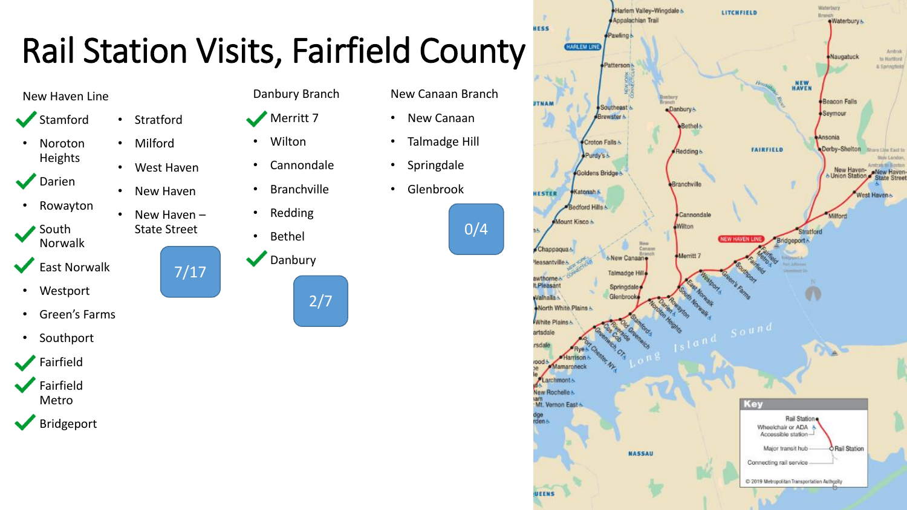# Rail Station Visits, Fairfield County

## New Haven Line

- ✔ Stamford
- Noroton Heights
- ✔ Darien
- Rowayton
- ✔ South Norwalk
- ✔ East Norwalk
- Westport
- Green's Farms
- Southport
- ✔ Fairfield
- ✔ Fairfield Metro
- ✔ Bridgeport
- Stratford
- Milford
- West Haven
- New Haven
- New Haven – State Street

7/17

## Danbury Branch

- ✔ Merritt 7
- Wilton
- Cannondale
- Branchville
- Redding
- Bethel
- ✔ Danbury

2/7

## New Canaan Branch

- New Canaan
- Talmadge Hill
- Springdale
- Glenbrook

0/4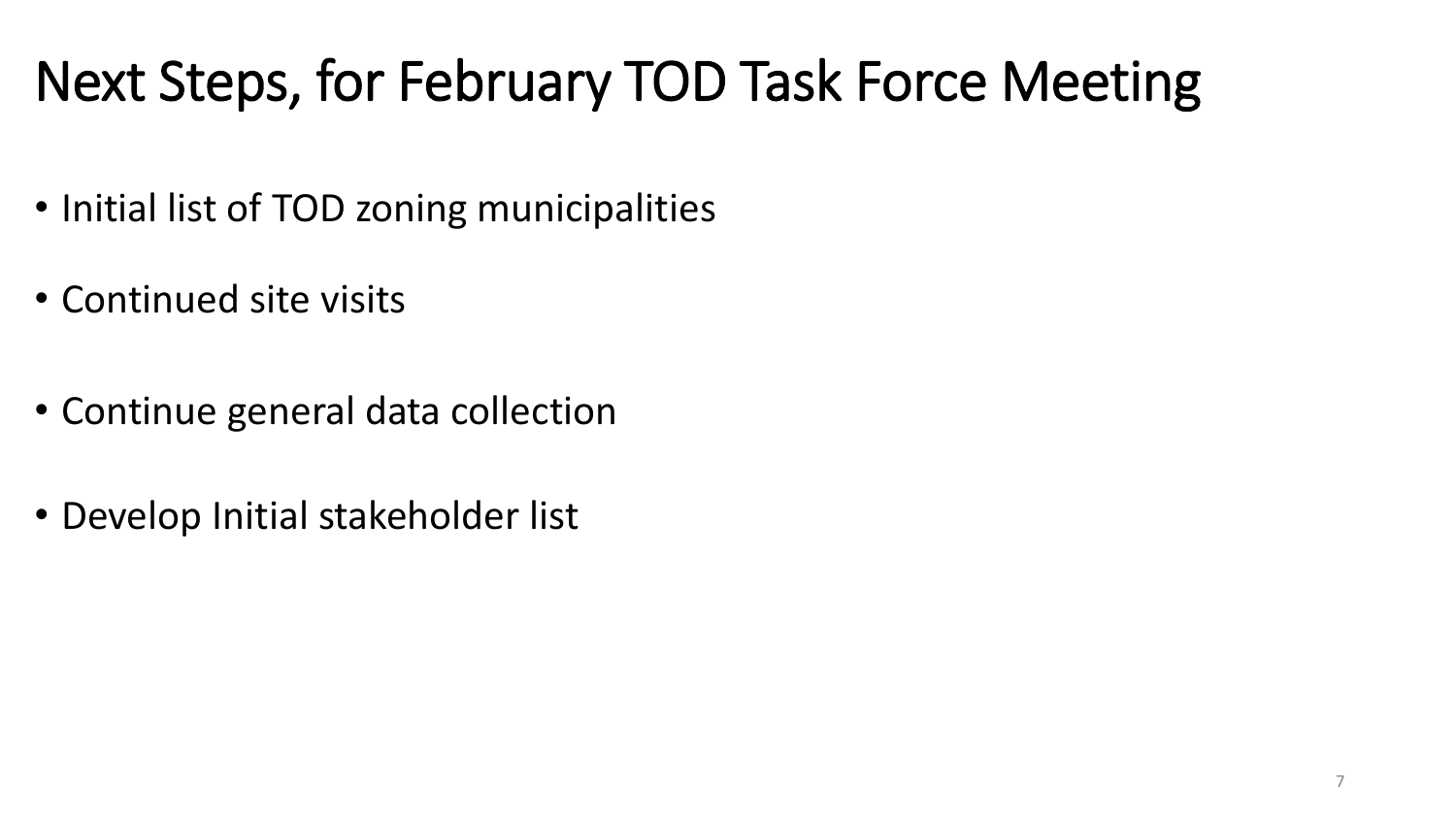# Next Steps, for February TOD Task Force Meeting

- Initial list of TOD zoning municipalities
- Continued site visits
- Continue general data collection
- Develop Initial stakeholder list